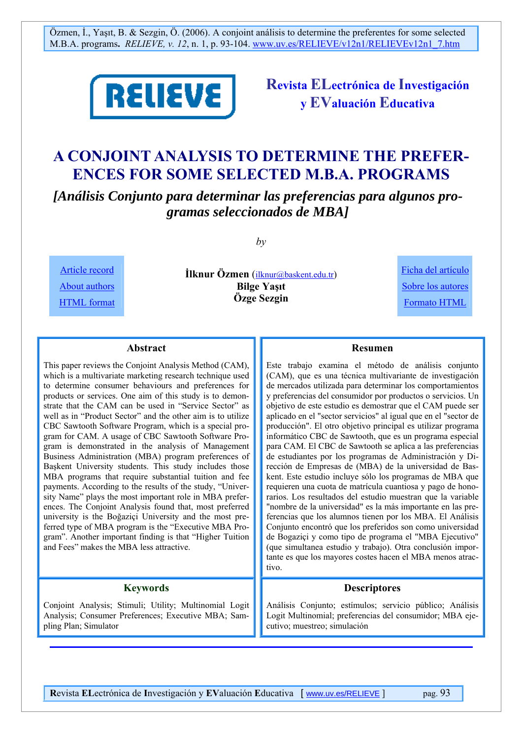Özmen, İ., Yaşıt, B. & Sezgin, Ö. (2006). A conjoint análisis to determine the preferentes for some selected M.B.A. programs**.** *RELIEVE, v. 12*, n. 1, p. 93-104. www.uv.es/RELIEVE/v12n1/RELIEVEv12n1_7.htm

**RELIEVE**

**Revista ELectrónica de Investigación y EValuación Educativa**

# A CONJOINT ANALYSIS TO DETERMINE THE PREFERENCES FOR SOME SELECTED M.B.A. PROGRAMS

## *[Análisis Conjunto para determinar las preferencias para algunos programas seleccionados de MBA]*

*by*

Article record
About authors
HTML format

**İlknur Özmen** (ilknur@baskent.edu.tr)
**Bilge Yaşıt**
**Özge Sezgin**

Ficha del artículo
Sobre los autores
Formato HTML

### Abstract

This paper reviews the Conjoint Analysis Method (CAM), which is a multivariate marketing research technique used to determine consumer behaviours and preferences for products or services. One aim of this study is to demonstrate that the CAM can be used in "Service Sector" as well as in "Product Sector" and the other aim is to utilize CBC Sawtooth Software Program, which is a special program for CAM. A usage of CBC Sawtooth Software Program is demonstrated in the analysis of Management Business Administration (MBA) program preferences of Başkent University students. This study includes those MBA programs that require substantial tuition and fee payments. According to the results of the study, "University Name" plays the most important role in MBA preferences. The Conjoint Analysis found that, most preferred university is the Boğaziçi University and the most preferred type of MBA program is the "Executive MBA Program". Another important finding is that "Higher Tuition and Fees" makes the MBA less attractive.

### Keywords

Conjoint Analysis; Stimuli; Utility; Multinomial Logit Analysis; Consumer Preferences; Executive MBA; Sampling Plan; Simulator

### Resumen

Este trabajo examina el método de análisis conjunto (CAM), que es una técnica multivariante de investigación de mercados utilizada para determinar los comportamientos y preferencias del consumidor por productos o servicios. Un objetivo de este estudio es demostrar que el CAM puede ser aplicado en el "sector servicios" al igual que en el "sector de producción". El otro objetivo principal es utilizar programa informático CBC de Sawtooth, que es un programa especial para CAM. El CBC de Sawtooth se aplica a las preferencias de estudiantes por los programas de Administración y Dirección de Empresas de (MBA) de la universidad de Baskent. Este estudio incluye sólo los programas de MBA que requieren una cuota de matrícula cuantiosa y pago de honorarios. Los resultados del estudio muestran que la variable "nombre de la universidad" es la más importante en las preferencias que los alumnos tienen por los MBA. El Análisis Conjunto encontró que los preferidos son como universidad de Bogaziçi y como tipo de programa el "MBA Ejecutivo" (que simultanea estudio y trabajo). Otra conclusión importante es que los mayores costes hacen el MBA menos atractivo.

### Descriptores

Análisis Conjunto; estímulos; servicio público; Análisis Logit Multinomial; preferencias del consumidor; MBA ejecutivo; muestreo; simulación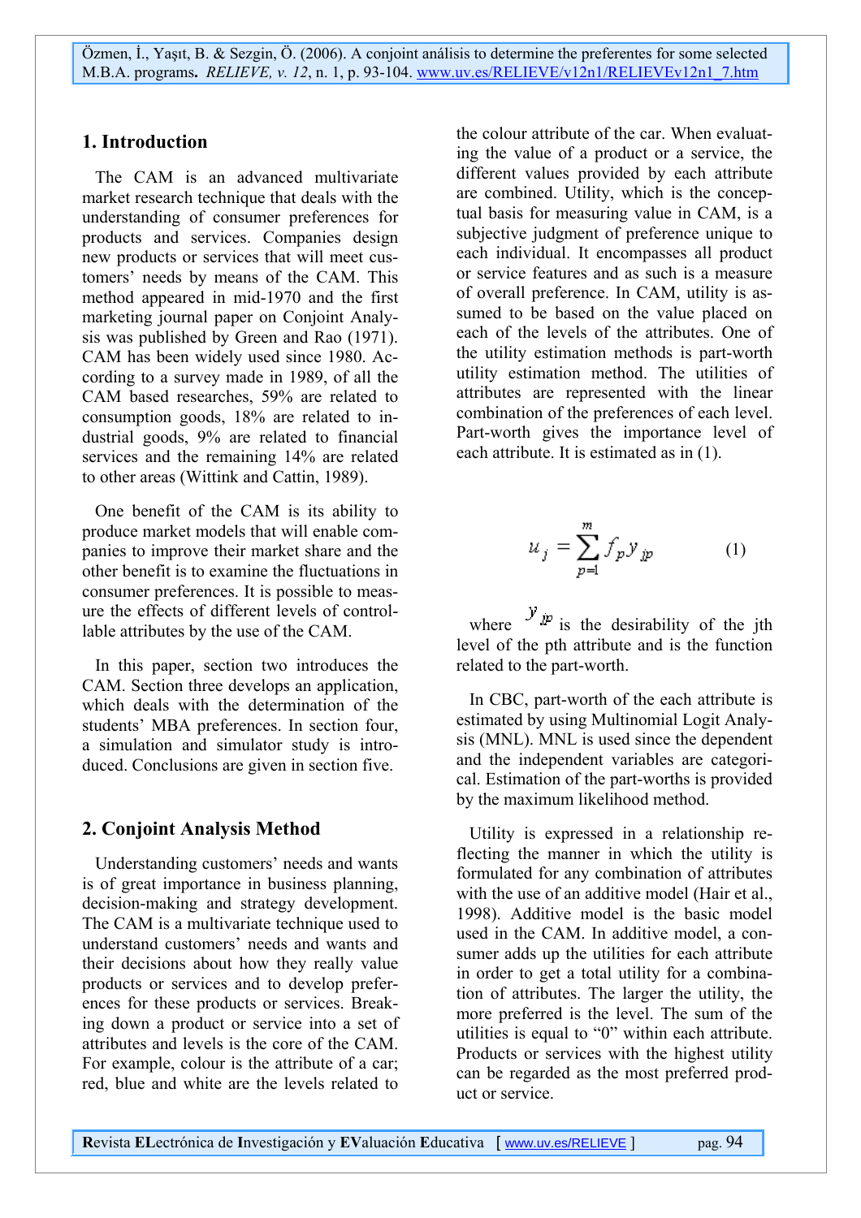## 1. Introduction

The CAM is an advanced multivariate market research technique that deals with the understanding of consumer preferences for products and services. Companies design new products or services that will meet customers' needs by means of the CAM. This method appeared in mid-1970 and the first marketing journal paper on Conjoint Analysis was published by Green and Rao (1971). CAM has been widely used since 1980. According to a survey made in 1989, of all the CAM based researches, 59% are related to consumption goods, 18% are related to industrial goods, 9% are related to financial services and the remaining 14% are related to other areas (Wittink and Cattin, 1989).

One benefit of the CAM is its ability to produce market models that will enable companies to improve their market share and the other benefit is to examine the fluctuations in consumer preferences. It is possible to measure the effects of different levels of controllable attributes by the use of the CAM.

In this paper, section two introduces the CAM. Section three develops an application, which deals with the determination of the students' MBA preferences. In section four, a simulation and simulator study is introduced. Conclusions are given in section five.

## 2. Conjoint Analysis Method

Understanding customers' needs and wants is of great importance in business planning, decision-making and strategy development. The CAM is a multivariate technique used to understand customers' needs and wants and their decisions about how they really value products or services and to develop preferences for these products or services. Breaking down a product or service into a set of attributes and levels is the core of the CAM. For example, colour is the attribute of a car; red, blue and white are the levels related to the colour attribute of the car. When evaluating the value of a product or a service, the different values provided by each attribute are combined. Utility, which is the conceptual basis for measuring value in CAM, is a subjective judgment of preference unique to each individual. It encompasses all product or service features and as such is a measure of overall preference. In CAM, utility is assumed to be based on the value placed on each of the levels of the attributes. One of the utility estimation methods is part-worth utility estimation method. The utilities of attributes are represented with the linear combination of the preferences of each level. Part-worth gives the importance level of each attribute. It is estimated as in (1).

$$u_j = \sum_{p=1}^{m} f_p y_{jp} \qquad (1)$$

where $y_{jp}$ is the desirability of the jth level of the pth attribute and is the function related to the part-worth.

In CBC, part-worth of the each attribute is estimated by using Multinomial Logit Analysis (MNL). MNL is used since the dependent and the independent variables are categorical. Estimation of the part-worths is provided by the maximum likelihood method.

Utility is expressed in a relationship reflecting the manner in which the utility is formulated for any combination of attributes with the use of an additive model (Hair et al., 1998). Additive model is the basic model used in the CAM. In additive model, a consumer adds up the utilities for each attribute in order to get a total utility for a combination of attributes. The larger the utility, the more preferred is the level. The sum of the utilities is equal to "0" within each attribute. Products or services with the highest utility can be regarded as the most preferred product or service.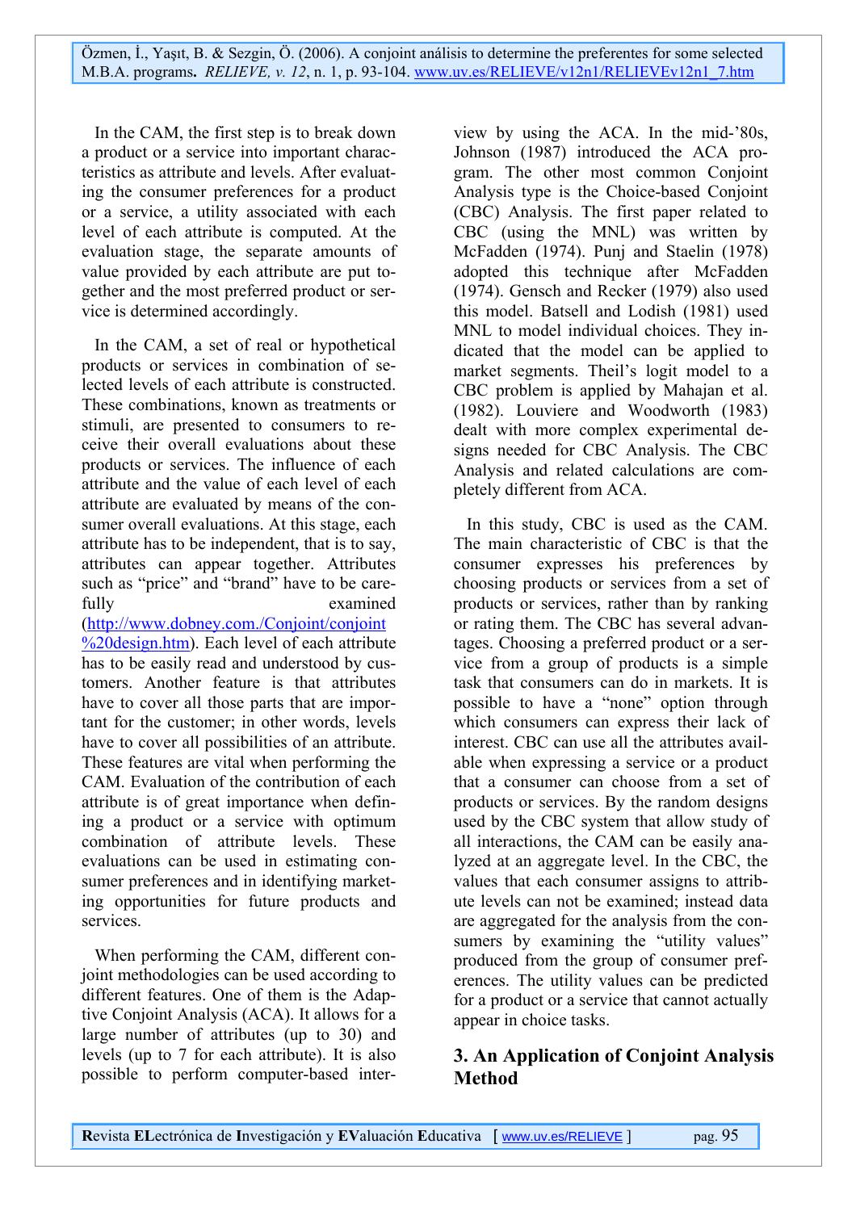In the CAM, the first step is to break down a product or a service into important characteristics as attribute and levels. After evaluating the consumer preferences for a product or a service, a utility associated with each level of each attribute is computed. At the evaluation stage, the separate amounts of value provided by each attribute are put together and the most preferred product or service is determined accordingly.

In the CAM, a set of real or hypothetical products or services in combination of selected levels of each attribute is constructed. These combinations, known as treatments or stimuli, are presented to consumers to receive their overall evaluations about these products or services. The influence of each attribute and the value of each level of each attribute are evaluated by means of the consumer overall evaluations. At this stage, each attribute has to be independent, that is to say, attributes can appear together. Attributes such as "price" and "brand" have to be carefully examined (http://www.dobney.com./Conjoint/conjoint%20design.htm). Each level of each attribute has to be easily read and understood by customers. Another feature is that attributes have to cover all those parts that are important for the customer; in other words, levels have to cover all possibilities of an attribute. These features are vital when performing the CAM. Evaluation of the contribution of each attribute is of great importance when defining a product or a service with optimum combination of attribute levels. These evaluations can be used in estimating consumer preferences and in identifying marketing opportunities for future products and services.

When performing the CAM, different conjoint methodologies can be used according to different features. One of them is the Adaptive Conjoint Analysis (ACA). It allows for a large number of attributes (up to 30) and levels (up to 7 for each attribute). It is also possible to perform computer-based interview by using the ACA. In the mid-'80s, Johnson (1987) introduced the ACA program. The other most common Conjoint Analysis type is the Choice-based Conjoint (CBC) Analysis. The first paper related to CBC (using the MNL) was written by McFadden (1974). Punj and Staelin (1978) adopted this technique after McFadden (1974). Gensch and Recker (1979) also used this model. Batsell and Lodish (1981) used MNL to model individual choices. They indicated that the model can be applied to market segments. Theil's logit model to a CBC problem is applied by Mahajan et al. (1982). Louviere and Woodworth (1983) dealt with more complex experimental designs needed for CBC Analysis. The CBC Analysis and related calculations are completely different from ACA.

In this study, CBC is used as the CAM. The main characteristic of CBC is that the consumer expresses his preferences by choosing products or services from a set of products or services, rather than by ranking or rating them. The CBC has several advantages. Choosing a preferred product or a service from a group of products is a simple task that consumers can do in markets. It is possible to have a "none" option through which consumers can express their lack of interest. CBC can use all the attributes available when expressing a service or a product that a consumer can choose from a set of products or services. By the random designs used by the CBC system that allow study of all interactions, the CAM can be easily analyzed at an aggregate level. In the CBC, the values that each consumer assigns to attribute levels can not be examined; instead data are aggregated for the analysis from the consumers by examining the "utility values" produced from the group of consumer preferences. The utility values can be predicted for a product or a service that cannot actually appear in choice tasks.

## 3. An Application of Conjoint Analysis Method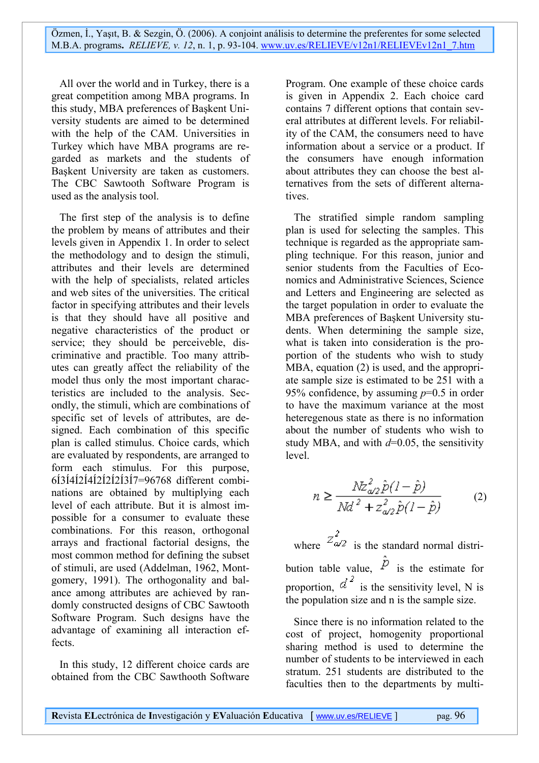All over the world and in Turkey, there is a great competition among MBA programs. In this study, MBA preferences of Başkent University students are aimed to be determined with the help of the CAM. Universities in Turkey which have MBA programs are regarded as markets and the students of Başkent University are taken as customers. The CBC Sawtooth Software Program is used as the analysis tool.

The first step of the analysis is to define the problem by means of attributes and their levels given in Appendix 1. In order to select the methodology and to design the stimuli, attributes and their levels are determined with the help of specialists, related articles and web sites of the universities. The critical factor in specifying attributes and their levels is that they should have all positive and negative characteristics of the product or service; they should be perceiveble, discriminative and practible. Too many attributes can greatly affect the reliability of the model thus only the most important characteristics are included to the analysis. Secondly, the stimuli, which are combinations of specific set of levels of attributes, are designed. Each combination of this specific plan is called stimulus. Choice cards, which are evaluated by respondents, are arranged to form each stimulus. For this purpose, 6Í3Í4Í2Í4Í2Í2Í2Í3Í7=96768 different combinations are obtained by multiplying each level of each attribute. But it is almost impossible for a consumer to evaluate these combinations. For this reason, orthogonal arrays and fractional factorial designs, the most common method for defining the subset of stimuli, are used (Addelman, 1962, Montgomery, 1991). The orthogonality and balance among attributes are achieved by randomly constructed designs of CBC Sawtooth Software Program. Such designs have the advantage of examining all interaction effects.

In this study, 12 different choice cards are obtained from the CBC Sawthooth Software Program. One example of these choice cards is given in Appendix 2. Each choice card contains 7 different options that contain several attributes at different levels. For reliability of the CAM, the consumers need to have information about a service or a product. If the consumers have enough information about attributes they can choose the best alternatives from the sets of different alternatives.

The stratified simple random sampling plan is used for selecting the samples. This technique is regarded as the appropriate sampling technique. For this reason, junior and senior students from the Faculties of Economics and Administrative Sciences, Science and Letters and Engineering are selected as the target population in order to evaluate the MBA preferences of Başkent University students. When determining the sample size, what is taken into consideration is the proportion of the students who wish to study MBA, equation (2) is used, and the appropriate sample size is estimated to be 251 with a 95% confidence, by assuming $p$=0.5 in order to have the maximum variance at the most heteregenous state as there is no information about the number of students who wish to study MBA, and with $d$=0.05, the sensitivity level.

$$n \geq \frac{N z_{\alpha/2}^{2} \hat{p}(1-\hat{p})}{N d^{2} + z_{\alpha/2}^{2} \hat{p}(1-\hat{p})} \qquad (2)$$

where $z_{\alpha/2}^{2}$ is the standard normal distribution table value, $\hat{p}$ is the estimate for proportion, $d^{2}$ is the sensitivity level, N is the population size and n is the sample size.

Since there is no information related to the cost of project, homogenity proportional sharing method is used to determine the number of students to be interviewed in each stratum. 251 students are distributed to the faculties then to the departments by multi-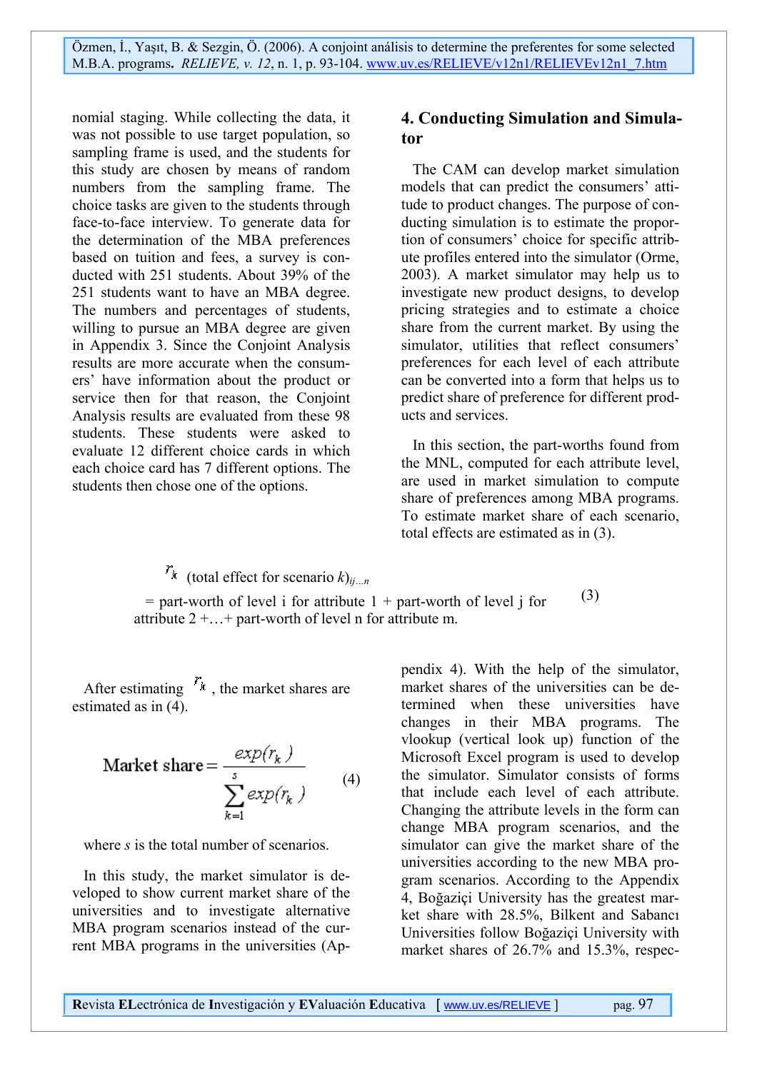nominal staging. While collecting the data, it was not possible to use target population, so sampling frame is used, and the students for this study are chosen by means of random numbers from the sampling frame. The choice tasks are given to the students through face-to-face interview. To generate data for the determination of the MBA preferences based on tuition and fees, a survey is conducted with 251 students. About 39% of the 251 students want to have an MBA degree. The numbers and percentages of students, willing to pursue an MBA degree are given in Appendix 3. Since the Conjoint Analysis results are more accurate when the consumers' have information about the product or service then for that reason, the Conjoint Analysis results are evaluated from these 98 students. These students were asked to evaluate 12 different choice cards in which each choice card has 7 different options. The students then chose one of the options.

## 4. Conducting Simulation and Simulator

The CAM can develop market simulation models that can predict the consumers' attitude to product changes. The purpose of conducting simulation is to estimate the proportion of consumers' choice for specific attribute profiles entered into the simulator (Orme, 2003). A market simulator may help us to investigate new product designs, to develop pricing strategies and to estimate a choice share from the current market. By using the simulator, utilities that reflect consumers' preferences for each level of each attribute can be converted into a form that helps us to predict share of preference for different products and services.

In this section, the part-worths found from the MNL, computed for each attribute level, are used in market simulation to compute share of preferences among MBA programs. To estimate market share of each scenario, total effects are estimated as in (3).

$r_k$ (total effect for scenario $k)_{ij...n}$

= part-worth of level i for attribute 1 + part-worth of level j for attribute 2 +…+ part-worth of level n for attribute m. (3)

After estimating $r_k$, the market shares are estimated as in (4).

$$\text{Market share} = \frac{exp(r_k)}{\sum_{k=1}^{s} exp(r_k)} \qquad (4)$$

where $s$ is the total number of scenarios.

In this study, the market simulator is developed to show current market share of the universities and to investigate alternative MBA program scenarios instead of the current MBA programs in the universities (Appendix 4). With the help of the simulator, market shares of the universities can be determined when these universities have changes in their MBA programs. The vlookup (vertical look up) function of the Microsoft Excel program is used to develop the simulator. Simulator consists of forms that include each level of each attribute. Changing the attribute levels in the form can change MBA program scenarios, and the simulator can give the market share of the universities according to the new MBA program scenarios. According to the Appendix 4, Boğaziçi University has the greatest market share with 28.5%, Bilkent and Sabancı Universities follow Boğaziçi University with market shares of 26.7% and 15.3%, respec-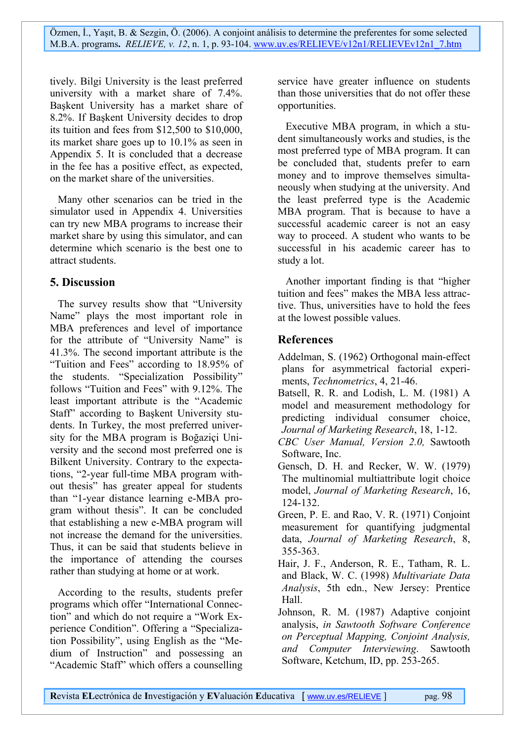tively. Bilgi University is the least preferred university with a market share of 7.4%. Başkent University has a market share of 8.2%. If Başkent University decides to drop its tuition and fees from $12,500 to $10,000, its market share goes up to 10.1% as seen in Appendix 5. It is concluded that a decrease in the fee has a positive effect, as expected, on the market share of the universities.

Many other scenarios can be tried in the simulator used in Appendix 4. Universities can try new MBA programs to increase their market share by using this simulator, and can determine which scenario is the best one to attract students.

## 5. Discussion

The survey results show that "University Name" plays the most important role in MBA preferences and level of importance for the attribute of "University Name" is 41.3%. The second important attribute is the "Tuition and Fees" according to 18.95% of the students. "Specialization Possibility" follows "Tuition and Fees" with 9.12%. The least important attribute is the "Academic Staff" according to Başkent University students. In Turkey, the most preferred university for the MBA program is Boğaziçi University and the second most preferred one is Bilkent University. Contrary to the expectations, "2-year full-time MBA program without thesis" has greater appeal for students than "1-year distance learning e-MBA program without thesis". It can be concluded that establishing a new e-MBA program will not increase the demand for the universities. Thus, it can be said that students believe in the importance of attending the courses rather than studying at home or at work.

According to the results, students prefer programs which offer "International Connection" and which do not require a "Work Experience Condition". Offering a "Specialization Possibility", using English as the "Medium of Instruction" and possessing an "Academic Staff" which offers a counselling service have greater influence on students than those universities that do not offer these opportunities.

Executive MBA program, in which a student simultaneously works and studies, is the most preferred type of MBA program. It can be concluded that, students prefer to earn money and to improve themselves simultaneously when studying at the university. And the least preferred type is the Academic MBA program. That is because to have a successful academic career is not an easy way to proceed. A student who wants to be successful in his academic career has to study a lot.

Another important finding is that "higher tuition and fees" makes the MBA less attractive. Thus, universities have to hold the fees at the lowest possible values.

## References

Addelman, S. (1962) Orthogonal main-effect plans for asymmetrical factorial experiments, *Technometrics*, 4, 21-46.

Batsell, R. R. and Lodish, L. M. (1981) A model and measurement methodology for predicting individual consumer choice, *Journal of Marketing Research*, 18, 1-12.

*CBC User Manual, Version 2.0,* Sawtooth Software, Inc.

Gensch, D. H. and Recker, W. W. (1979) The multinomial multiattribute logit choice model, *Journal of Marketing Research*, 16, 124-132.

Green, P. E. and Rao, V. R. (1971) Conjoint measurement for quantifying judgmental data, *Journal of Marketing Research*, 8, 355-363.

Hair, J. F., Anderson, R. E., Tatham, R. L. and Black, W. C. (1998) *Multivariate Data Analysis*, 5th edn., New Jersey: Prentice Hall.

Johnson, R. M. (1987) Adaptive conjoint analysis, *in Sawtooth Software Conference on Perceptual Mapping, Conjoint Analysis, and Computer Interviewing*. Sawtooth Software, Ketchum, ID, pp. 253-265.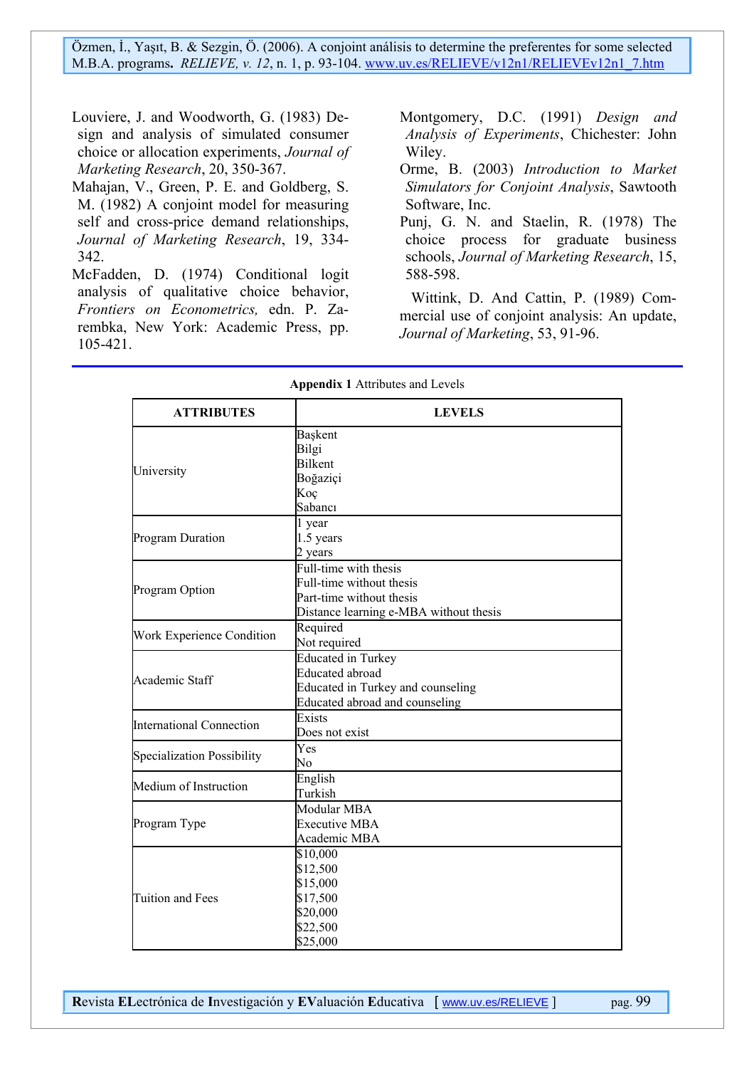Louviere, J. and Woodworth, G. (1983) Design and analysis of simulated consumer choice or allocation experiments, *Journal of Marketing Research*, 20, 350-367.

Mahajan, V., Green, P. E. and Goldberg, S. M. (1982) A conjoint model for measuring self and cross-price demand relationships, *Journal of Marketing Research*, 19, 334-342.

McFadden, D. (1974) Conditional logit analysis of qualitative choice behavior, *Frontiers on Econometrics,* edn. P. Zarembka, New York: Academic Press, pp. 105-421.

Montgomery, D.C. (1991) *Design and Analysis of Experiments*, Chichester: John Wiley.

Orme, B. (2003) *Introduction to Market Simulators for Conjoint Analysis*, Sawtooth Software, Inc.

Punj, G. N. and Staelin, R. (1978) The choice process for graduate business schools, *Journal of Marketing Research*, 15, 588-598.

Wittink, D. And Cattin, P. (1989) Commercial use of conjoint analysis: An update, *Journal of Marketing*, 53, 91-96.

**Appendix 1** Attributes and Levels

| ATTRIBUTES | LEVELS |
|---|---|
| University | Başkent<br>Bilgi<br>Bilkent<br>Boğaziçi<br>Koç<br>Sabancı |
| Program Duration | 1 year<br>1.5 years<br>2 years |
| Program Option | Full-time with thesis<br>Full-time without thesis<br>Part-time without thesis<br>Distance learning e-MBA without thesis |
| Work Experience Condition | Required<br>Not required |
| Academic Staff | Educated in Turkey<br>Educated abroad<br>Educated in Turkey and counseling<br>Educated abroad and counseling |
| International Connection | Exists<br>Does not exist |
| Specialization Possibility | Yes<br>No |
| Medium of Instruction | English<br>Turkish |
| Program Type | Modular MBA<br>Executive MBA<br>Academic MBA |
| Tuition and Fees | $10,000<br>$12,500<br>$15,000<br>$17,500<br>$20,000<br>$22,500<br>$25,000 |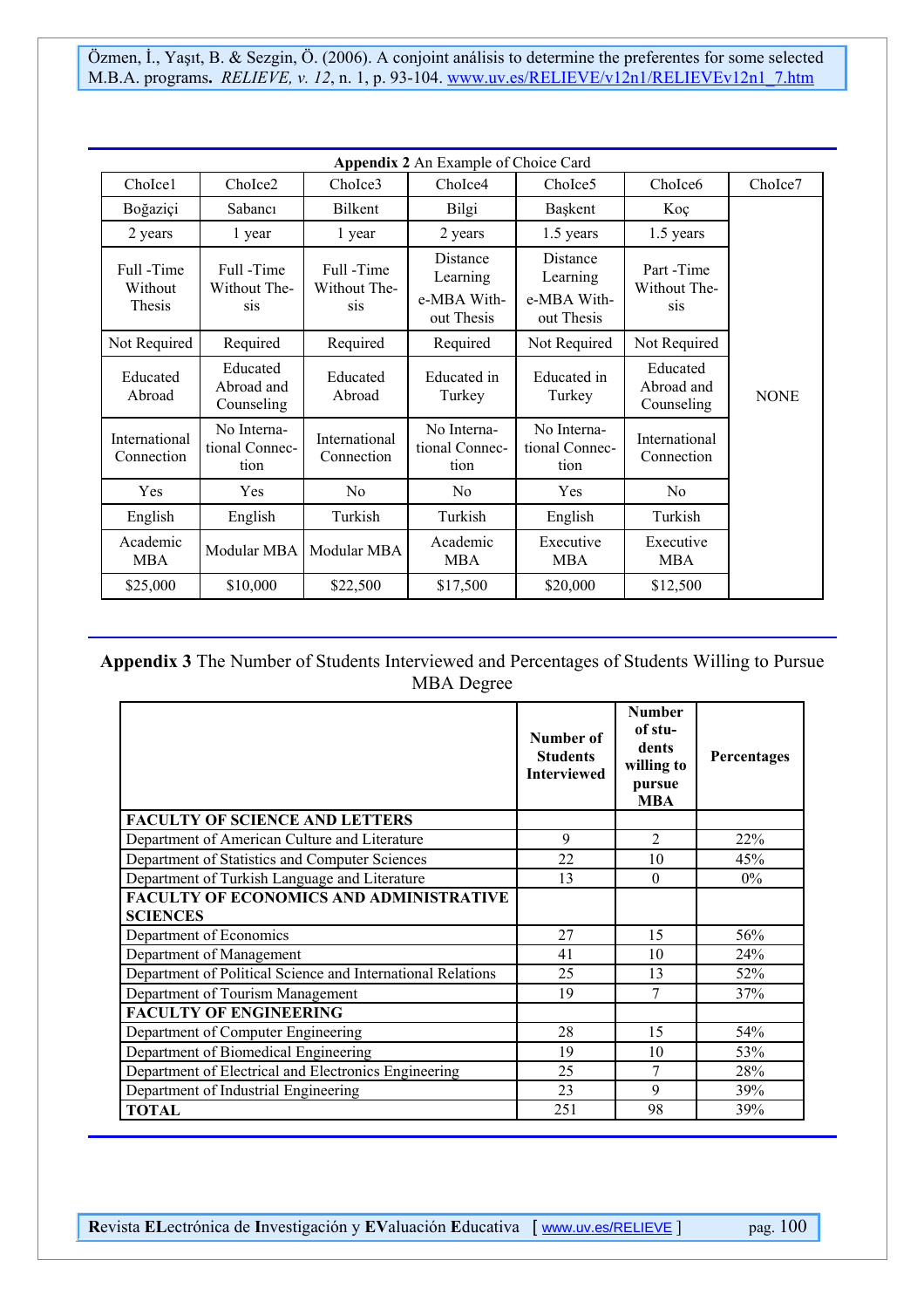**Appendix 2** An Example of Choice Card

| ChoIce1 | ChoIce2 | ChoIce3 | ChoIce4 | ChoIce5 | ChoIce6 | ChoIce7 |
|---|---|---|---|---|---|---|
| Boğaziçi | Sabancı | Bilkent | Bilgi | Başkent | Koç | NONE |
| 2 years | 1 year | 1 year | 2 years | 1.5 years | 1.5 years | |
| Full -Time Without Thesis | Full -Time Without Thesis | Full -Time Without Thesis | Distance Learning e-MBA Without Thesis | Distance Learning e-MBA Without Thesis | Part -Time Without Thesis | |
| Not Required | Required | Required | Required | Not Required | Not Required | |
| Educated Abroad | Educated Abroad and Counseling | Educated Abroad | Educated in Turkey | Educated in Turkey | Educated Abroad and Counseling | |
| International Connection | No International Connection | International Connection | No International Connection | No International Connection | International Connection | |
| Yes | Yes | No | No | Yes | No | |
| English | English | Turkish | Turkish | English | Turkish | |
| Academic MBA | Modular MBA | Modular MBA | Academic MBA | Executive MBA | Executive MBA | |
| $25,000 | $10,000 | $22,500 | $17,500 | $20,000 | $12,500 | |

**Appendix 3** The Number of Students Interviewed and Percentages of Students Willing to Pursue MBA Degree

| | Number of Students Interviewed | Number of students willing to pursue MBA | Percentages |
|---|---|---|---|
| **FACULTY OF SCIENCE AND LETTERS** | | | |
| Department of American Culture and Literature | 9 | 2 | 22% |
| Department of Statistics and Computer Sciences | 22 | 10 | 45% |
| Department of Turkish Language and Literature | 13 | 0 | 0% |
| **FACULTY OF ECONOMICS AND ADMINISTRATIVE SCIENCES** | | | |
| Department of Economics | 27 | 15 | 56% |
| Department of Management | 41 | 10 | 24% |
| Department of Political Science and International Relations | 25 | 13 | 52% |
| Department of Tourism Management | 19 | 7 | 37% |
| **FACULTY OF ENGINEERING** | | | |
| Department of Computer Engineering | 28 | 15 | 54% |
| Department of Biomedical Engineering | 19 | 10 | 53% |
| Department of Electrical and Electronics Engineering | 25 | 7 | 28% |
| Department of Industrial Engineering | 23 | 9 | 39% |
| **TOTAL** | 251 | 98 | 39% |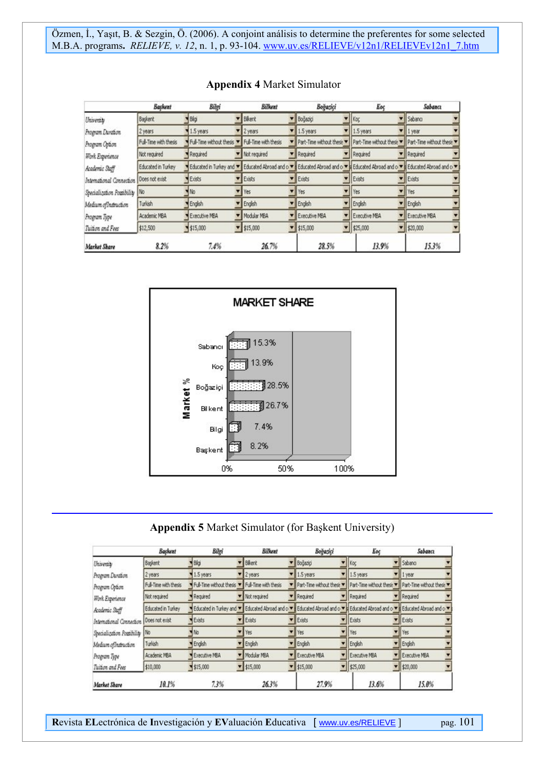## Appendix 4 Market Simulator

| | Başkent | Bilgi | Bilkent | Boğaziçi | Koç | Sabancı |
|---|---|---|---|---|---|---|
| University | Başkent | Bilgi | Bilkent | Boğaziçi | Koç | Sabancı |
| Program Duration | 2 years | 1.5 years | 2 years | 1.5 years | 1.5 years | 1 year |
| Program Option | Full-Time with thesis | Full-Time without thesis | Full-Time with thesis | Part-Time without thesis | Part-Time without thesis | Part-Time without thesis |
| Work Experience | Not required | Required | Not required | Required | Required | Required |
| Academic Staff | Educated in Turkey | Educated in Turkey and | Educated Abroad and o | Educated Abroad and o | Educated Abroad and o | Educated Abroad and o |
| International Connection | Does not exist | Exists | Exists | Exists | Exists | Exists |
| Specialization Possibility | No | No | Yes | Yes | Yes | Yes |
| Medium of Instruction | Turkish | English | English | English | English | English |
| Program Type | Academic MBA | Executive MBA | Modular MBA | Executive MBA | Executive MBA | Executive MBA |
| Tuition and Fees | $12,500 | $15,000 | $15,000 | $15,000 | $25,000 | $20,000 |
| Market Share | 8.2% | 7.4% | 26.7% | 28.5% | 13.9% | 15.3% |

MARKET SHARE

Market %

Sabancı 15.3%
Koç 13.9%
Boğaziçi 28.5%
Bilkent 26.7%
Bilgi 7.4%
Başkent 8.2%

0% 50% 100%

## Appendix 5 Market Simulator (for Başkent University)

| | Başkent | Bilgi | Bilkent | Boğaziçi | Koç | Sabancı |
|---|---|---|---|---|---|---|
| University | Başkent | Bilgi | Bilkent | Boğaziçi | Koç | Sabancı |
| Program Duration | 2 years | 1.5 years | 2 years | 1.5 years | 1.5 years | 1 year |
| Program Option | Full-Time with thesis | Full-Time without thesis | Full-Time with thesis | Part-Time without thesis | Part-Time without thesis | Part-Time without thesis |
| Work Experience | Not required | Required | Not required | Required | Required | Required |
| Academic Staff | Educated in Turkey | Educated in Turkey and | Educated Abroad and o | Educated Abroad and o | Educated Abroad and o | Educated Abroad and o |
| International Connection | Does not exist | Exists | Exists | Exists | Exists | Exists |
| Specialization Possibility | No | No | Yes | Yes | Yes | Yes |
| Medium of Instruction | Turkish | English | English | English | English | English |
| Program Type | Academic MBA | Executive MBA | Modular MBA | Executive MBA | Executive MBA | Executive MBA |
| Tuition and Fees | $10,000 | $15,000 | $15,000 | $15,000 | $25,000 | $20,000 |
| Market Share | 10.1% | 7.3% | 26.3% | 27.9% | 13.6% | 15.0% |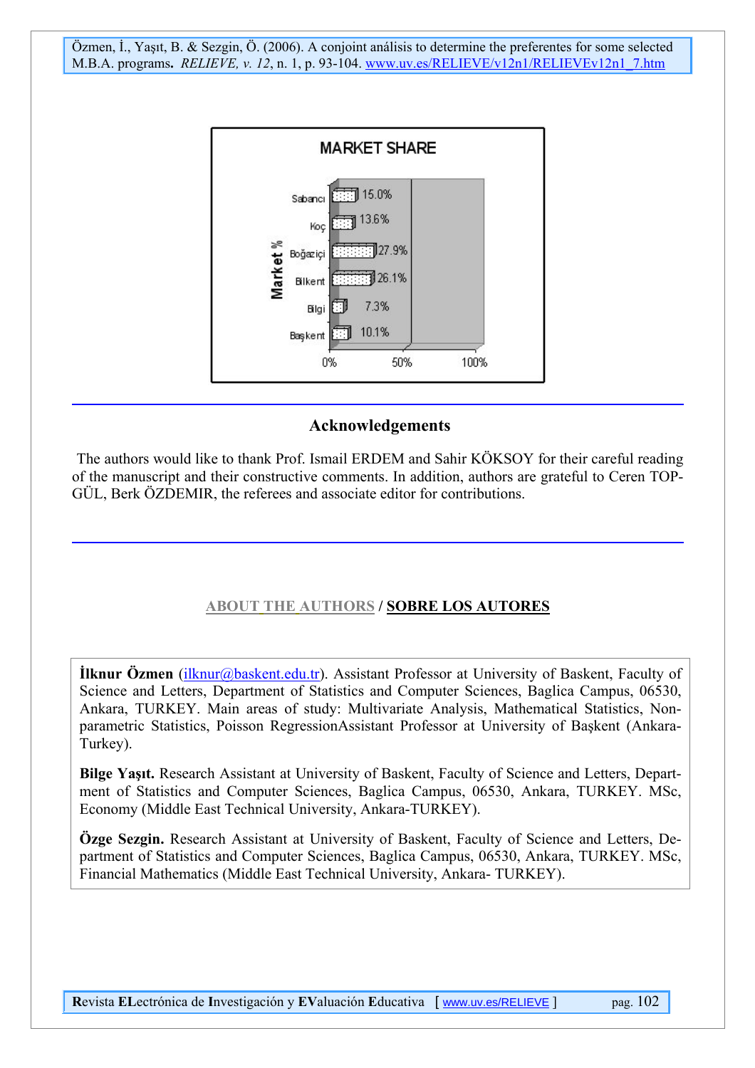MARKET SHARE

Market %

Sabancı 15.0%

Koç 13.6%

Boğaziçi 27.9%

Bilkent 26.1%

Bilgi 7.3%

Başkent 10.1%

0% 50% 100%

## Acknowledgements

The authors would like to thank Prof. Ismail ERDEM and Sahir KÖKSOY for their careful reading of the manuscript and their constructive comments. In addition, authors are grateful to Ceren TOPGÜL, Berk ÖZDEMIR, the referees and associate editor for contributions.

## ABOUT THE AUTHORS / SOBRE LOS AUTORES

**İlknur Özmen** (ilknur@baskent.edu.tr). Assistant Professor at University of Baskent, Faculty of Science and Letters, Department of Statistics and Computer Sciences, Baglica Campus, 06530, Ankara, TURKEY. Main areas of study: Multivariate Analysis, Mathematical Statistics, Nonparametric Statistics, Poisson RegressionAssistant Professor at University of Başkent (Ankara-Turkey).

**Bilge Yaşıt.** Research Assistant at University of Baskent, Faculty of Science and Letters, Department of Statistics and Computer Sciences, Baglica Campus, 06530, Ankara, TURKEY. MSc, Economy (Middle East Technical University, Ankara-TURKEY).

**Özge Sezgin.** Research Assistant at University of Baskent, Faculty of Science and Letters, Department of Statistics and Computer Sciences, Baglica Campus, 06530, Ankara, TURKEY. MSc, Financial Mathematics (Middle East Technical University, Ankara- TURKEY).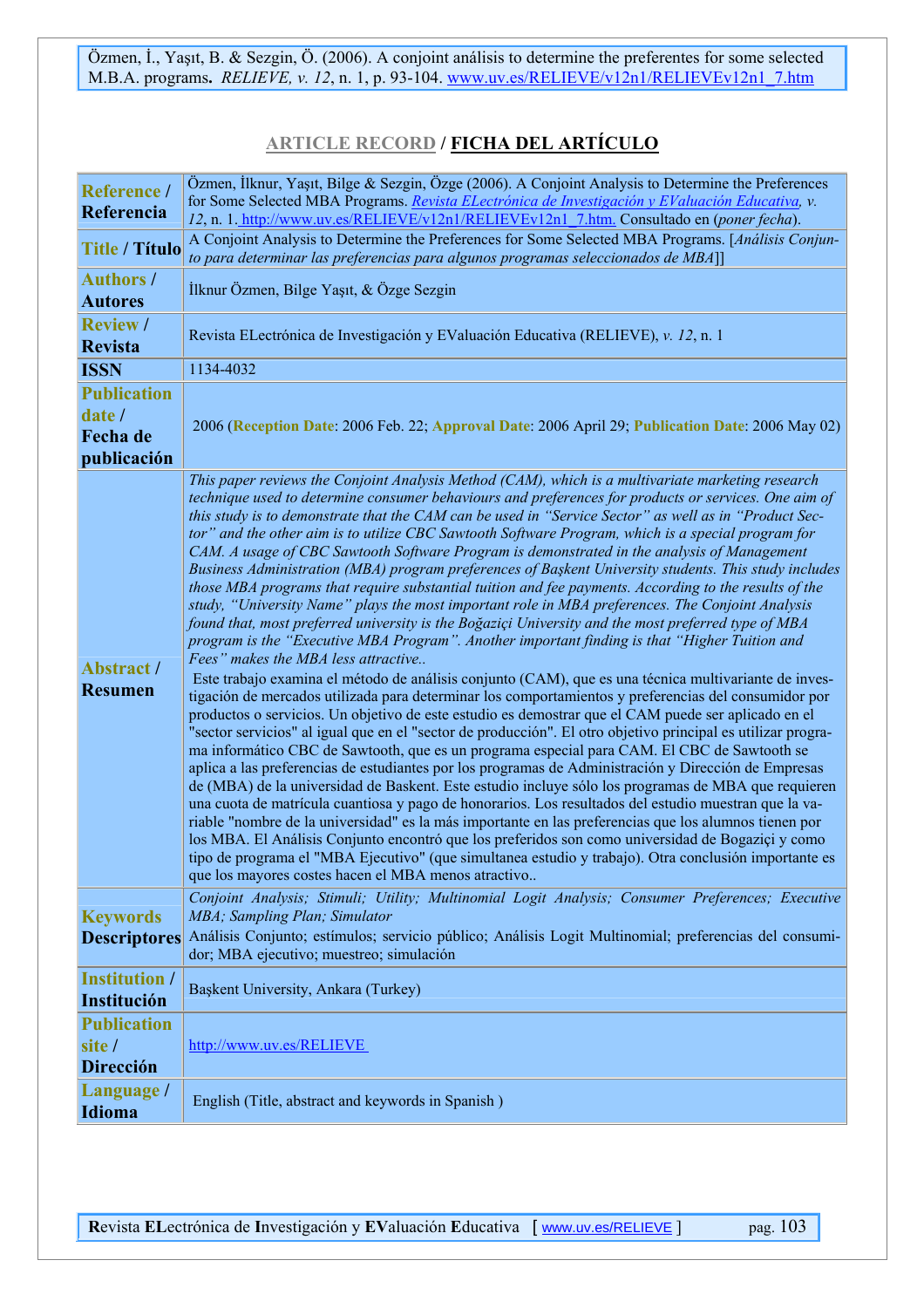## ARTICLE RECORD / FICHA DEL ARTÍCULO

| | |
|---|---|
| **Reference / Referencia** | Özmen, İlknur, Yaşıt, Bilge & Sezgin, Özge (2006). A Conjoint Analysis to Determine the Preferences for Some Selected MBA Programs. *Revista ELectrónica de Investigación y EValuación Educativa, v. 12*, n. 1. http://www.uv.es/RELIEVE/v12n1/RELIEVEv12n1_7.htm. Consultado en (*poner fecha*). |
| **Title / Título** | A Conjoint Analysis to Determine the Preferences for Some Selected MBA Programs. [*Análisis Conjunto para determinar las preferencias para algunos programas seleccionados de MBA*]] |
| **Authors / Autores** | İlknur Özmen, Bilge Yaşıt, & Özge Sezgin |
| **Review / Revista** | Revista ELectrónica de Investigación y EValuación Educativa (RELIEVE), *v. 12*, n. 1 |
| **ISSN** | 1134-4032 |
| **Publication date / Fecha de publicación** | 2006 (**Reception Date**: 2006 Feb. 22; **Approval Date**: 2006 April 29; **Publication Date**: 2006 May 02) |
| **Abstract / Resumen** | *This paper reviews the Conjoint Analysis Method (CAM), which is a multivariate marketing research technique used to determine consumer behaviours and preferences for products or services. One aim of this study is to demonstrate that the CAM can be used in "Service Sector" as well as in "Product Sector" and the other aim is to utilize CBC Sawtooth Software Program, which is a special program for CAM. A usage of CBC Sawtooth Software Program is demonstrated in the analysis of Management Business Administration (MBA) program preferences of Başkent University students. This study includes those MBA programs that require substantial tuition and fee payments. According to the results of the study, "University Name" plays the most important role in MBA preferences. The Conjoint Analysis found that, most preferred university is the Boğaziçi University and the most preferred type of MBA program is the "Executive MBA Program". Another important finding is that "Higher Tuition and Fees" makes the MBA less attractive..* <br> Este trabajo examina el método de análisis conjunto (CAM), que es una técnica multivariante de investigación de mercados utilizada para determinar los comportamientos y preferencias del consumidor por productos o servicios. Un objetivo de este estudio es demostrar que el CAM puede ser aplicado en el "sector servicios" al igual que en el "sector de producción". El otro objetivo principal es utilizar programa informático CBC de Sawtooth, que es un programa especial para CAM. El CBC de Sawtooth se aplica a las preferencias de estudiantes por los programas de Administración y Dirección de Empresas de (MBA) de la universidad de Baskent. Este estudio incluye sólo los programas de MBA que requieren una cuota de matrícula cuantiosa y pago de honorarios. Los resultados del estudio muestran que la variable "nombre de la universidad" es la más importante en las preferencias que los alumnos tienen por los MBA. El Análisis Conjunto encontró que los preferidos son como universidad de Bogaziçi y como tipo de programa el "MBA Ejecutivo" (que simultanea estudio y trabajo). Otra conclusión importante es que los mayores costes hacen el MBA menos atractivo.. |
| **Keywords Descriptores** | *Conjoint Analysis; Stimuli; Utility; Multinomial Logit Analysis; Consumer Preferences; Executive MBA; Sampling Plan; Simulator* <br> Análisis Conjunto; estímulos; servicio público; Análisis Logit Multinomial; preferencias del consumidor; MBA ejecutivo; muestreo; simulación |
| **Institution / Institución** | Başkent University, Ankara (Turkey) |
| **Publication site / Dirección** | http://www.uv.es/RELIEVE |
| **Language / Idioma** | English (Title, abstract and keywords in Spanish ) |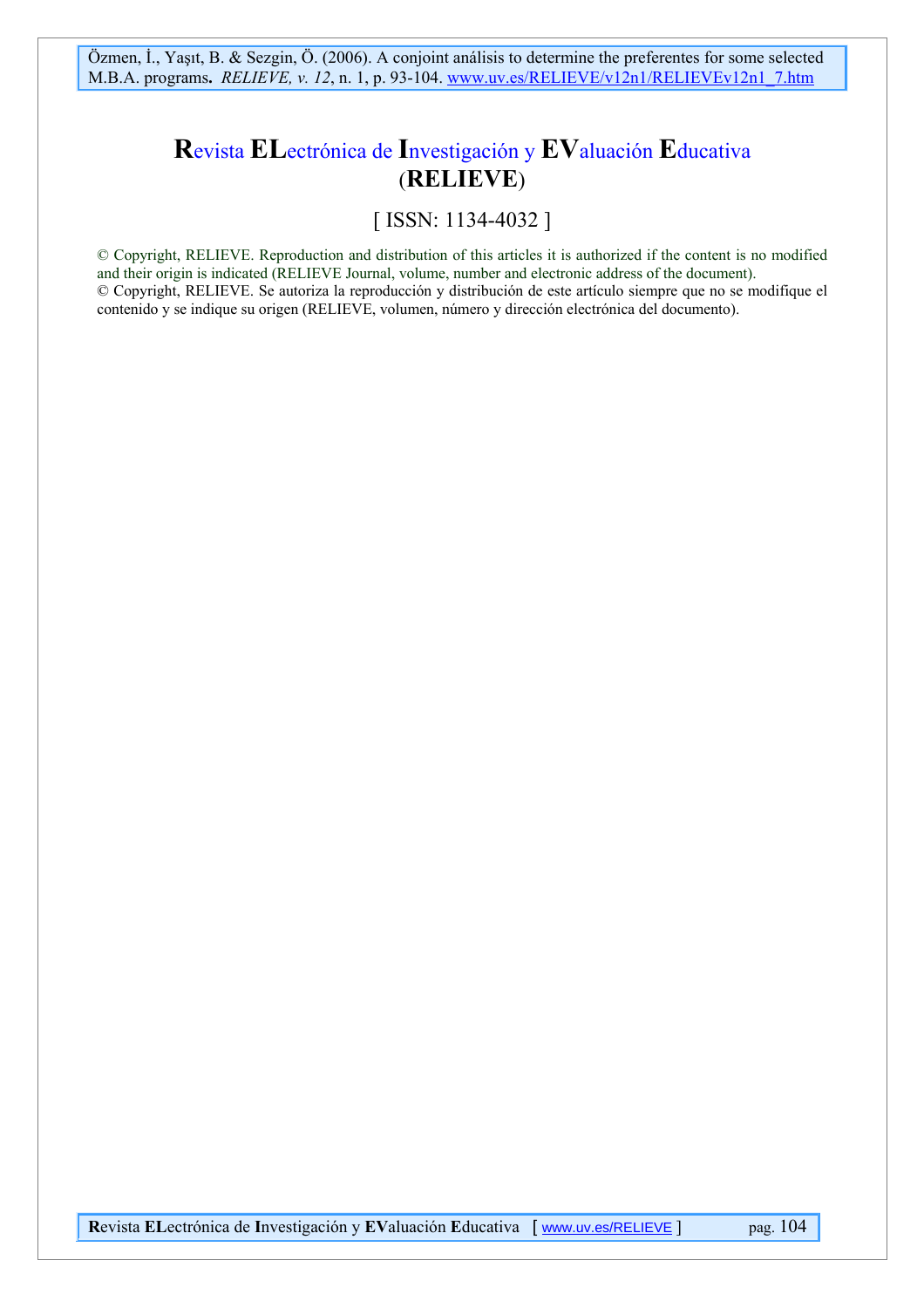# Revista ELectrónica de Investigación y EValuación Educativa (RELIEVE)

[ ISSN: 1134-4032 ]

© Copyright, RELIEVE. Reproduction and distribution of this articles it is authorized if the content is no modified and their origin is indicated (RELIEVE Journal, volume, number and electronic address of the document).
© Copyright, RELIEVE. Se autoriza la reproducción y distribución de este artículo siempre que no se modifique el contenido y se indique su origen (RELIEVE, volumen, número y dirección electrónica del documento).